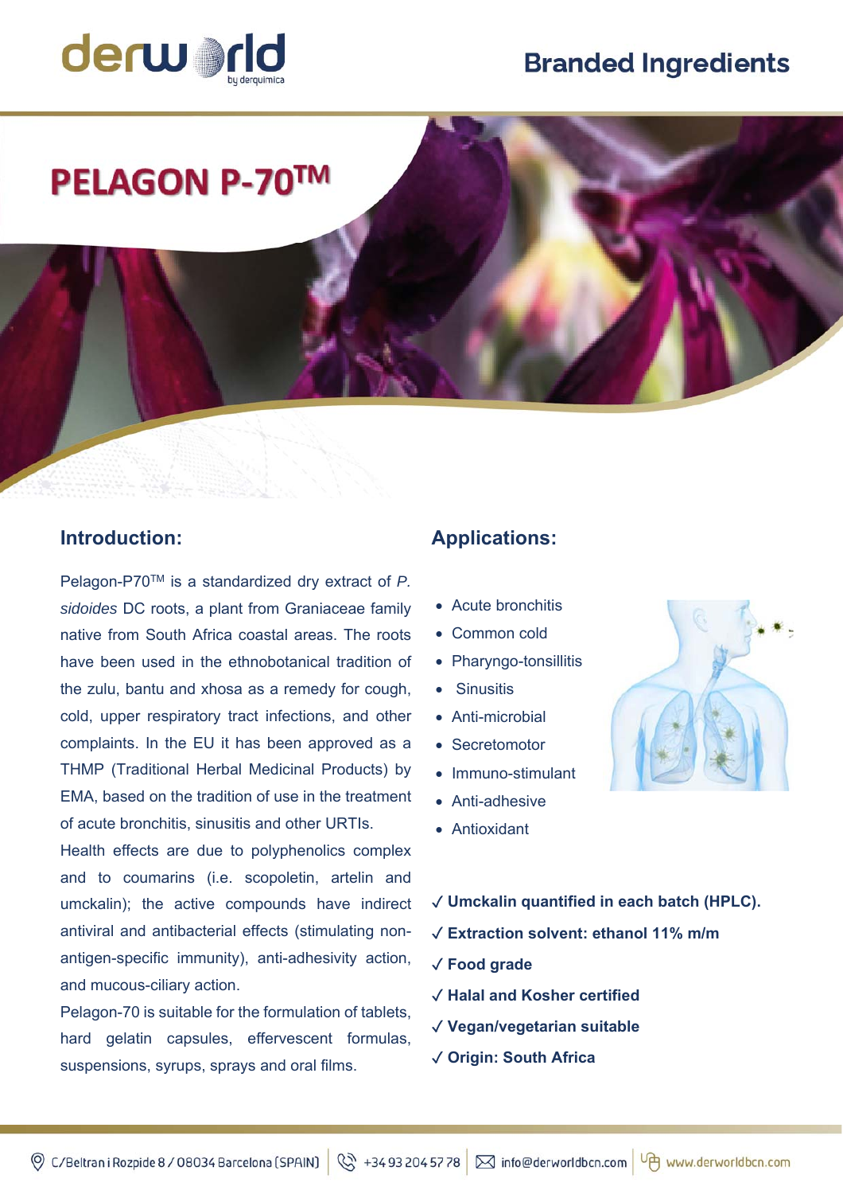derworld by derquimica

Branded Ingredients

# PELAGON P-70™

## Introduction:

Pelagon-P70™ is a standardized dry extract of *P. sidoides* DC roots, a plant from Graniaceae family native from South Africa coastal areas. The roots have been used in the ethnobotanical tradition of the zulu, bantu and xhosa as a remedy for cough, cold, upper respiratory tract infections, and other complaints. In the EU it has been approved as a THMP (Traditional Herbal Medicinal Products) by EMA, based on the tradition of use in the treatment of acute bronchitis, sinusitis and other URTIs.

Health effects are due to polyphenolics complex and to coumarins (i.e. scopoletin, artelin and umckalin); the active compounds have indirect antiviral and antibacterial effects (stimulating non-antigen-specific immunity), anti-adhesivity action, and mucous-ciliary action.

Pelagon-70 is suitable for the formulation of tablets, hard gelatin capsules, effervescent formulas, suspensions, syrups, sprays and oral films.

## Applications:

- Acute bronchitis
- Common cold
- Pharyngo-tonsillitis
- Sinusitis
- Anti-microbial
- Secretomotor
- Immuno-stimulant
- Anti-adhesive
- Antioxidant

✓ **Umckalin quantified in each batch (HPLC).**

✓ **Extraction solvent: ethanol 11% m/m**

✓ **Food grade**

✓ **Halal and Kosher certified**

✓ **Vegan/vegetarian suitable**

✓ **Origin: South Africa**

C/Beltran i Rozpide 8 / 08034 Barcelona (SPAIN) | +34 93 204 57 78 | info@derworldbcn.com | www.derworldbcn.com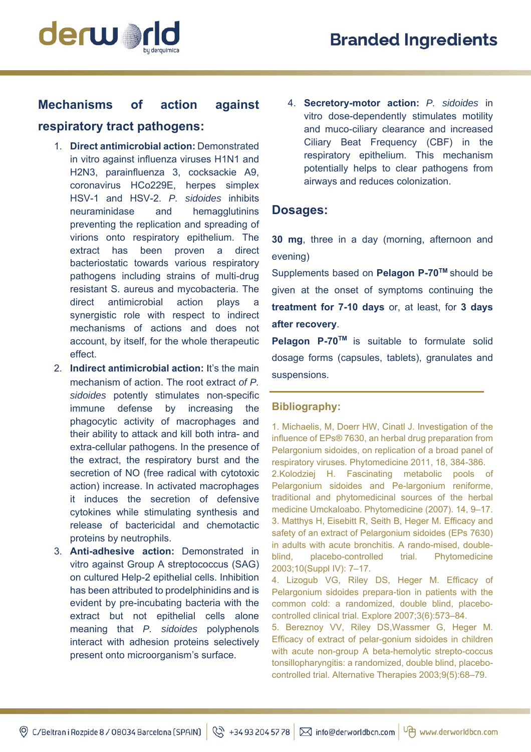## Mechanisms of action against respiratory tract pathogens:

1. **Direct antimicrobial action:** Demonstrated in vitro against influenza viruses H1N1 and H2N3, parainfluenza 3, cocksackie A9, coronavirus HCo229E, herpes simplex HSV-1 and HSV-2. *P. sidoides* inhibits neuraminidase and hemagglutinins preventing the replication and spreading of virions onto respiratory epithelium. The extract has been proven a direct bacteriostatic towards various respiratory pathogens including strains of multi-drug resistant S. aureus and mycobacteria. The direct antimicrobial action plays a synergistic role with respect to indirect mechanisms of actions and does not account, by itself, for the whole therapeutic effect.
2. **Indirect antimicrobial action:** It's the main mechanism of action. The root extract *of P. sidoides* potently stimulates non-specific immune defense by increasing the phagocytic activity of macrophages and their ability to attack and kill both intra- and extra-cellular pathogens. In the presence of the extract, the respiratory burst and the secretion of NO (free radical with cytotoxic action) increase. In activated macrophages it induces the secretion of defensive cytokines while stimulating synthesis and release of bactericidal and chemotactic proteins by neutrophils.
3. **Anti-adhesive action:** Demonstrated in vitro against Group A streptococcus (SAG) on cultured Help-2 epithelial cells. Inhibition has been attributed to prodelphinidins and is evident by pre-incubating bacteria with the extract but not epithelial cells alone meaning that *P. sidoides* polyphenols interact with adhesion proteins selectively present onto microorganism's surface.
4. **Secretory-motor action:** *P. sidoides* in vitro dose-dependently stimulates motility and muco-ciliary clearance and increased Ciliary Beat Frequency (CBF) in the respiratory epithelium. This mechanism potentially helps to clear pathogens from airways and reduces colonization.

## Dosages:

**30 mg**, three in a day (morning, afternoon and evening)

Supplements based on **Pelagon P-70™** should be given at the onset of symptoms continuing the **treatment for 7-10 days** or, at least, for **3 days after recovery**.

**Pelagon P-70™** is suitable to formulate solid dosage forms (capsules, tablets), granulates and suspensions.

## Bibliography:

1. Michaelis, M, Doerr HW, Cinatl J. Investigation of the influence of EPs® 7630, an herbal drug preparation from Pelargonium sidoides, on replication of a broad panel of respiratory viruses. Phytomedicine 2011, 18, 384-386.
2. Kolodziej H. Fascinating metabolic pools of Pelargonium sidoides and Pe-largonium reniforme, traditional and phytomedicinal sources of the herbal medicine Umckaloabo. Phytomedicine (2007). 14, 9–17.
3. Matthys H, Eisebitt R, Seith B, Heger M. Efficacy and safety of an extract of Pelargonium sidoides (EPs 7630) in adults with acute bronchitis. A rando-mised, double-blind, placebo-controlled trial. Phytomedicine 2003;10(Suppl IV): 7–17.
4. Lizogub VG, Riley DS, Heger M. Efficacy of Pelargonium sidoides prepara-tion in patients with the common cold: a randomized, double blind, placebo-controlled clinical trial. Explore 2007;3(6):573–84.
5. Bereznoy VV, Riley DS,Wassmer G, Heger M. Efficacy of extract of pelar-gonium sidoides in children with acute non-group A beta-hemolytic strepto-coccus tonsillopharyngitis: a randomized, double blind, placebo-controlled trial. Alternative Therapies 2003;9(5):68–79.